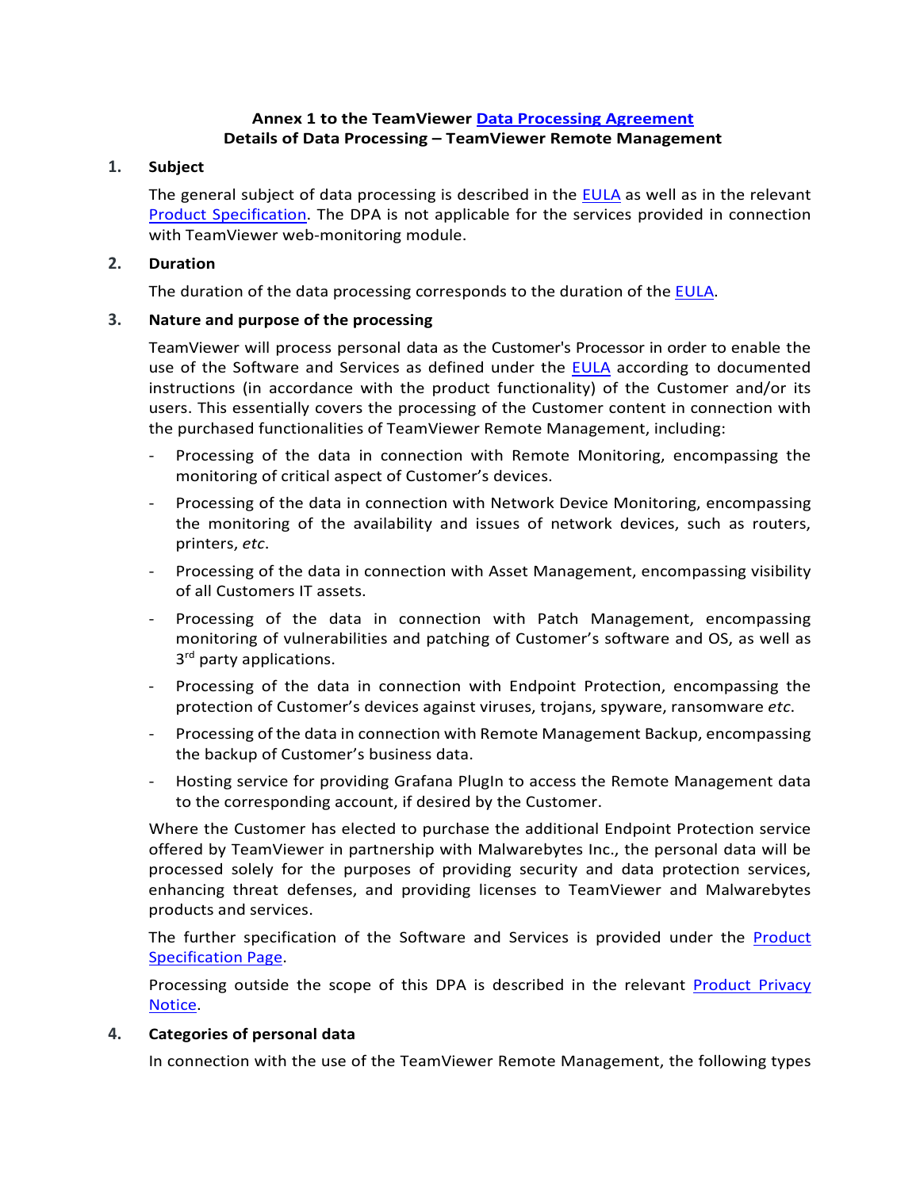**Annex 1 to the TeamViewer Data Processing Agreement**
**Details of Data Processing – TeamViewer Remote Management**

## 1. Subject

The general subject of data processing is described in the EULA as well as in the relevant Product Specification. The DPA is not applicable for the services provided in connection with TeamViewer web-monitoring module.

## 2. Duration

The duration of the data processing corresponds to the duration of the EULA.

## 3. Nature and purpose of the processing

TeamViewer will process personal data as the Customer's Processor in order to enable the use of the Software and Services as defined under the EULA according to documented instructions (in accordance with the product functionality) of the Customer and/or its users. This essentially covers the processing of the Customer content in connection with the purchased functionalities of TeamViewer Remote Management, including:

- Processing of the data in connection with Remote Monitoring, encompassing the monitoring of critical aspect of Customer's devices.
- Processing of the data in connection with Network Device Monitoring, encompassing the monitoring of the availability and issues of network devices, such as routers, printers, *etc*.
- Processing of the data in connection with Asset Management, encompassing visibility of all Customers IT assets.
- Processing of the data in connection with Patch Management, encompassing monitoring of vulnerabilities and patching of Customer's software and OS, as well as 3rd party applications.
- Processing of the data in connection with Endpoint Protection, encompassing the protection of Customer's devices against viruses, trojans, spyware, ransomware *etc*.
- Processing of the data in connection with Remote Management Backup, encompassing the backup of Customer's business data.
- Hosting service for providing Grafana PlugIn to access the Remote Management data to the corresponding account, if desired by the Customer.

Where the Customer has elected to purchase the additional Endpoint Protection service offered by TeamViewer in partnership with Malwarebytes Inc., the personal data will be processed solely for the purposes of providing security and data protection services, enhancing threat defenses, and providing licenses to TeamViewer and Malwarebytes products and services.

The further specification of the Software and Services is provided under the Product Specification Page.

Processing outside the scope of this DPA is described in the relevant Product Privacy Notice.

## 4. Categories of personal data

In connection with the use of the TeamViewer Remote Management, the following types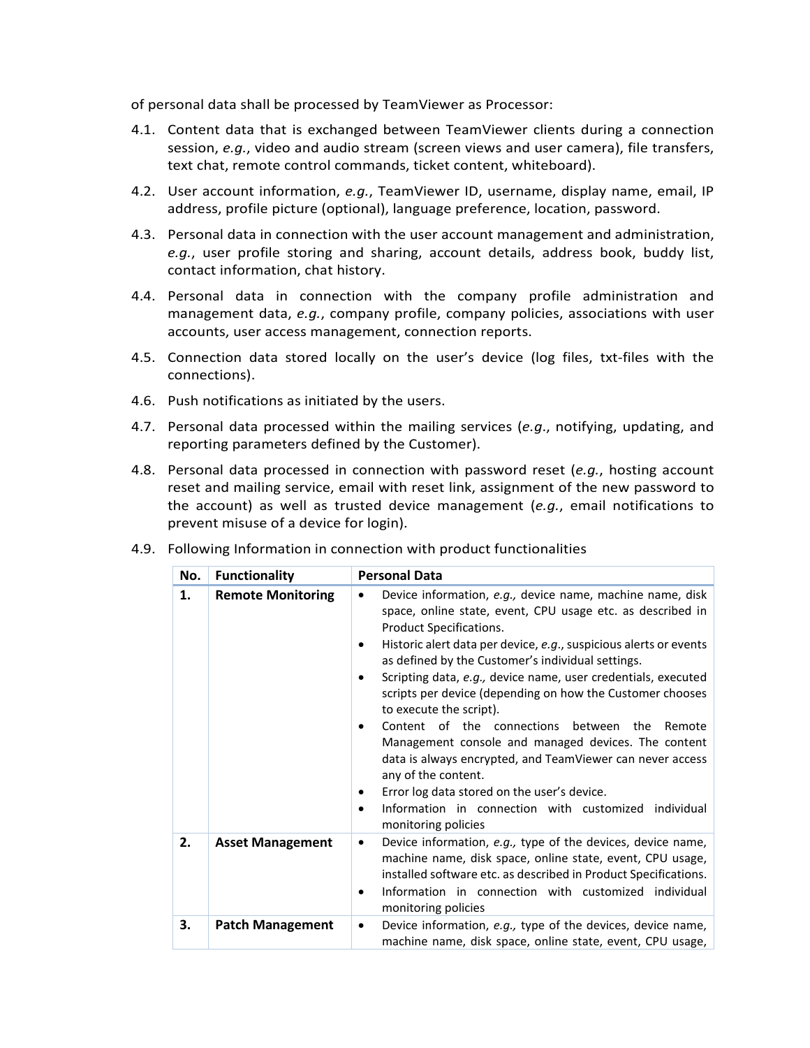of personal data shall be processed by TeamViewer as Processor:

4.1. Content data that is exchanged between TeamViewer clients during a connection session, *e.g.*, video and audio stream (screen views and user camera), file transfers, text chat, remote control commands, ticket content, whiteboard).

4.2. User account information, *e.g.*, TeamViewer ID, username, display name, email, IP address, profile picture (optional), language preference, location, password.

4.3. Personal data in connection with the user account management and administration, *e.g.*, user profile storing and sharing, account details, address book, buddy list, contact information, chat history.

4.4. Personal data in connection with the company profile administration and management data, *e.g.*, company profile, company policies, associations with user accounts, user access management, connection reports.

4.5. Connection data stored locally on the user's device (log files, txt-files with the connections).

4.6. Push notifications as initiated by the users.

4.7. Personal data processed within the mailing services (*e.g.*, notifying, updating, and reporting parameters defined by the Customer).

4.8. Personal data processed in connection with password reset (*e.g.*, hosting account reset and mailing service, email with reset link, assignment of the new password to the account) as well as trusted device management (*e.g.*, email notifications to prevent misuse of a device for login).

4.9. Following Information in connection with product functionalities

| No. | Functionality | Personal Data |
|---|---|---|
| **1.** | **Remote Monitoring** | • Device information, *e.g.,* device name, machine name, disk space, online state, event, CPU usage etc. as described in Product Specifications.<br>• Historic alert data per device, *e.g.*, suspicious alerts or events as defined by the Customer's individual settings.<br>• Scripting data, *e.g.,* device name, user credentials, executed scripts per device (depending on how the Customer chooses to execute the script).<br>• Content of the connections between the Remote Management console and managed devices. The content data is always encrypted, and TeamViewer can never access any of the content.<br>• Error log data stored on the user's device.<br>• Information in connection with customized individual monitoring policies |
| **2.** | **Asset Management** | • Device information, *e.g.,* type of the devices, device name, machine name, disk space, online state, event, CPU usage, installed software etc. as described in Product Specifications.<br>• Information in connection with customized individual monitoring policies |
| **3.** | **Patch Management** | • Device information, *e.g.,* type of the devices, device name, machine name, disk space, online state, event, CPU usage, |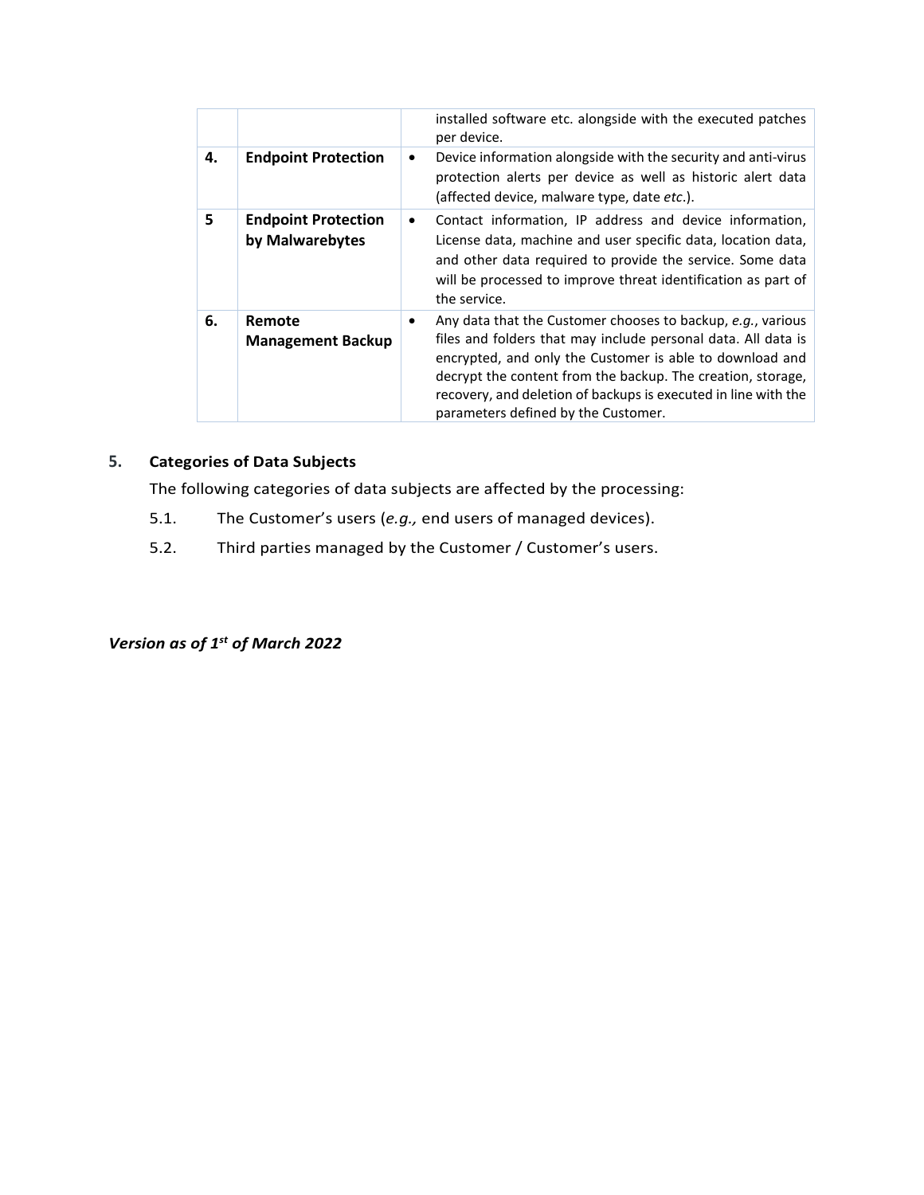| | | |
|---|---|---|
| | | installed software etc. alongside with the executed patches per device. |
| **4.** | **Endpoint Protection** | • Device information alongside with the security and anti-virus protection alerts per device as well as historic alert data (affected device, malware type, date *etc*.). |
| **5** | **Endpoint Protection by Malwarebytes** | • Contact information, IP address and device information, License data, machine and user specific data, location data, and other data required to provide the service. Some data will be processed to improve threat identification as part of the service. |
| **6.** | **Remote Management Backup** | • Any data that the Customer chooses to backup, *e.g.*, various files and folders that may include personal data. All data is encrypted, and only the Customer is able to download and decrypt the content from the backup. The creation, storage, recovery, and deletion of backups is executed in line with the parameters defined by the Customer. |

## 5. Categories of Data Subjects

The following categories of data subjects are affected by the processing:

5.1. The Customer's users (*e.g.,* end users of managed devices).

5.2. Third parties managed by the Customer / Customer's users.

***Version as of 1st of March 2022***